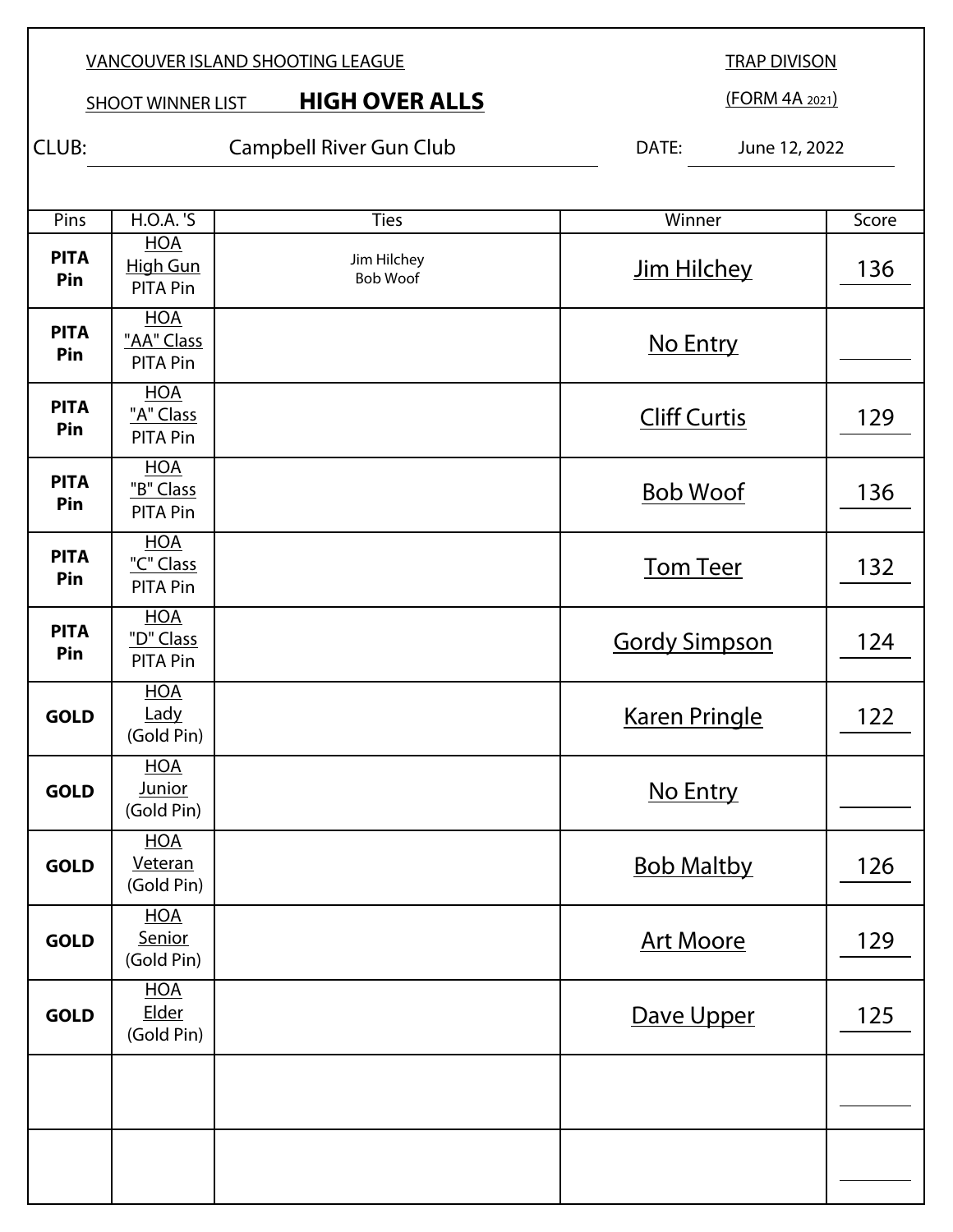VANCOUVER ISLAND SHOOTING LEAGUE

TRAP DIVISON

SHOOT WINNER LIST **HIGH OVER ALLS**

(FORM 4A 2021)

CLUB: Campbell River Gun Club

DATE: June 12, 2022

| Pins | H.O.A. 'S | Ties | Winner | Score |
|---|---|---|---|---|
| **PITA Pin** | HOA High Gun PITA Pin | Jim Hilchey<br>Bob Woof | Jim Hilchey | 136 |
| **PITA Pin** | HOA "AA" Class PITA Pin | | No Entry | |
| **PITA Pin** | HOA "A" Class PITA Pin | | Cliff Curtis | 129 |
| **PITA Pin** | HOA "B" Class PITA Pin | | Bob Woof | 136 |
| **PITA Pin** | HOA "C" Class PITA Pin | | Tom Teer | 132 |
| **PITA Pin** | HOA "D" Class PITA Pin | | Gordy Simpson | 124 |
| **GOLD** | HOA Lady (Gold Pin) | | Karen Pringle | 122 |
| **GOLD** | HOA Junior (Gold Pin) | | No Entry | |
| **GOLD** | HOA Veteran (Gold Pin) | | Bob Maltby | 126 |
| **GOLD** | HOA Senior (Gold Pin) | | Art Moore | 129 |
| **GOLD** | HOA Elder (Gold Pin) | | Dave Upper | 125 |
| | | | | |
| | | | | |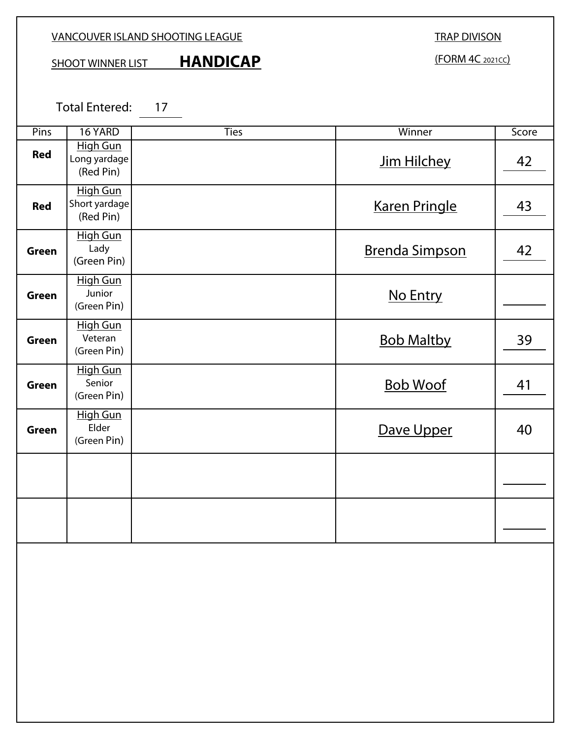VANCOUVER ISLAND SHOOTING LEAGUE

TRAP DIVISON

SHOOT WINNER LIST **HANDICAP**

(FORM 4C 2021CC)

Total Entered: 17

| Pins | 16 YARD | Ties | Winner | Score |
| --- | --- | --- | --- | --- |
| **Red** | High Gun Long yardage (Red Pin) | | Jim Hilchey | 42 |
| **Red** | High Gun Short yardage (Red Pin) | | Karen Pringle | 43 |
| **Green** | High Gun Lady (Green Pin) | | Brenda Simpson | 42 |
| **Green** | High Gun Junior (Green Pin) | | No Entry | |
| **Green** | High Gun Veteran (Green Pin) | | Bob Maltby | 39 |
| **Green** | High Gun Senior (Green Pin) | | Bob Woof | 41 |
| **Green** | High Gun Elder (Green Pin) | | Dave Upper | 40 |
| | | | | |
| | | | | |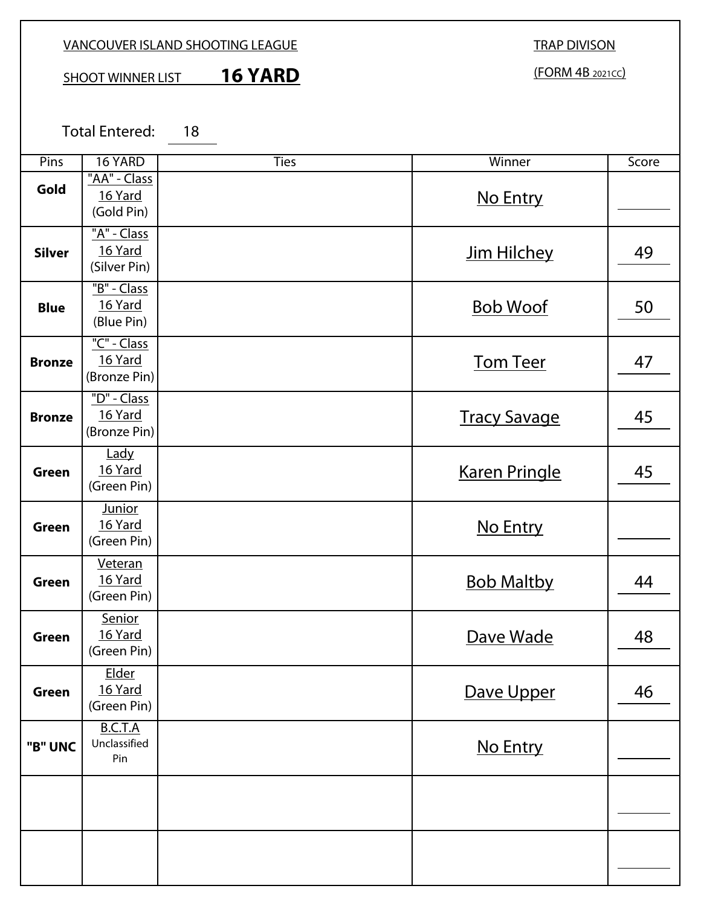VANCOUVER ISLAND SHOOTING LEAGUE

SHOOT WINNER LIST **16 YARD**

TRAP DIVISON

(FORM 4B 2021CC)

Total Entered: 18

| Pins | 16 YARD | Ties | Winner | Score |
|---|---|---|---|---|
| **Gold** | "AA" - Class 16 Yard (Gold Pin) | | No Entry | |
| **Silver** | "A" - Class 16 Yard (Silver Pin) | | Jim Hilchey | 49 |
| **Blue** | "B" - Class 16 Yard (Blue Pin) | | Bob Woof | 50 |
| **Bronze** | "C" - Class 16 Yard (Bronze Pin) | | Tom Teer | 47 |
| **Bronze** | "D" - Class 16 Yard (Bronze Pin) | | Tracy Savage | 45 |
| **Green** | Lady 16 Yard (Green Pin) | | Karen Pringle | 45 |
| **Green** | Junior 16 Yard (Green Pin) | | No Entry | |
| **Green** | Veteran 16 Yard (Green Pin) | | Bob Maltby | 44 |
| **Green** | Senior 16 Yard (Green Pin) | | Dave Wade | 48 |
| **Green** | Elder 16 Yard (Green Pin) | | Dave Upper | 46 |
| **"B" UNC** | B.C.T.A Unclassified Pin | | No Entry | |
| | | | | |
| | | | | |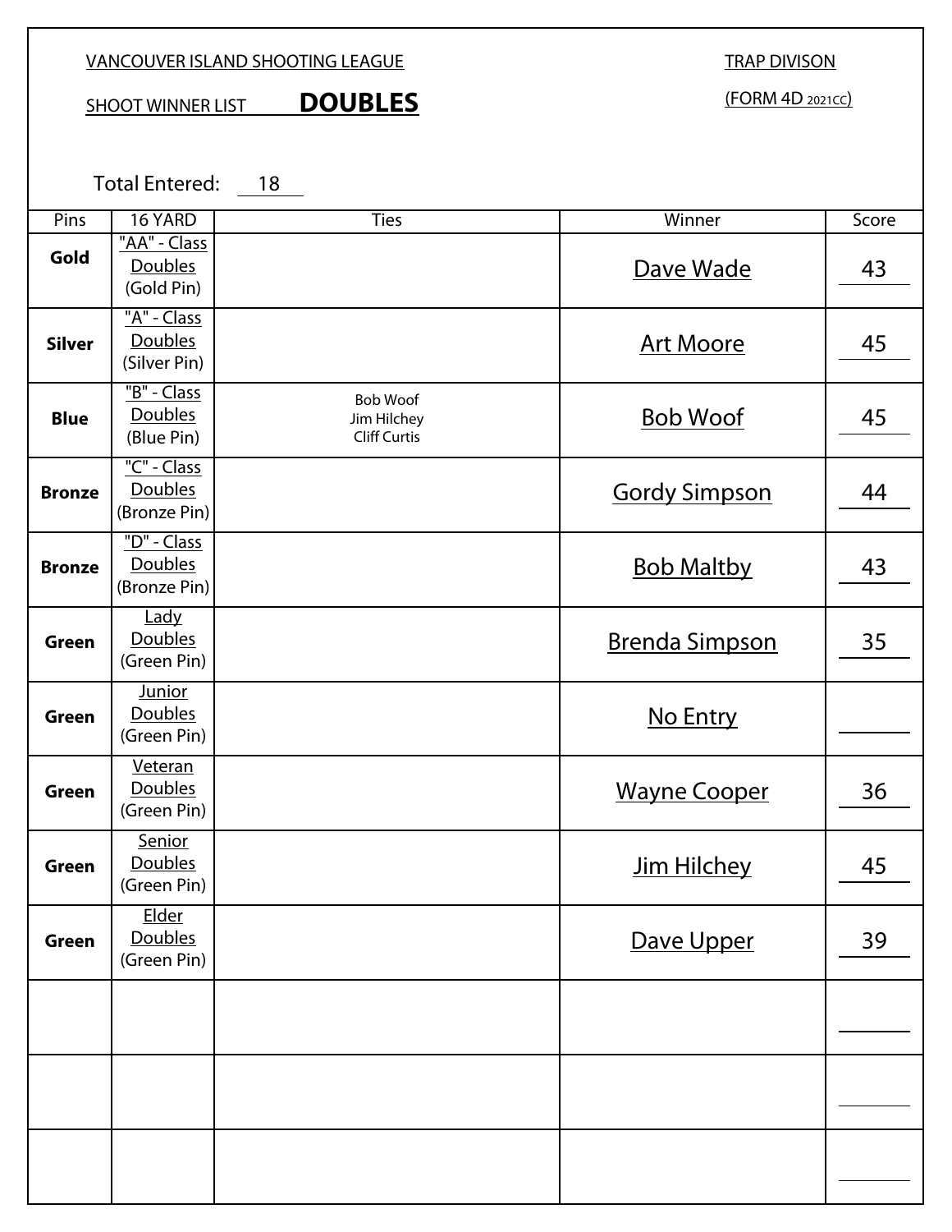VANCOUVER ISLAND SHOOTING LEAGUE

TRAP DIVISON

SHOOT WINNER LIST **DOUBLES**

(FORM 4D 2021CC)

Total Entered: 18

| Pins | 16 YARD | Ties | Winner | Score |
|---|---|---|---|---|
| **Gold** | "AA" - Class Doubles (Gold Pin) | | Dave Wade | 43 |
| **Silver** | "A" - Class Doubles (Silver Pin) | | Art Moore | 45 |
| **Blue** | "B" - Class Doubles (Blue Pin) | Bob Woof<br>Jim Hilchey<br>Cliff Curtis | Bob Woof | 45 |
| **Bronze** | "C" - Class Doubles (Bronze Pin) | | Gordy Simpson | 44 |
| **Bronze** | "D" - Class Doubles (Bronze Pin) | | Bob Maltby | 43 |
| **Green** | Lady Doubles (Green Pin) | | Brenda Simpson | 35 |
| **Green** | Junior Doubles (Green Pin) | | No Entry | |
| **Green** | Veteran Doubles (Green Pin) | | Wayne Cooper | 36 |
| **Green** | Senior Doubles (Green Pin) | | Jim Hilchey | 45 |
| **Green** | Elder Doubles (Green Pin) | | Dave Upper | 39 |
| | | | | |
| | | | | |
| | | | | |